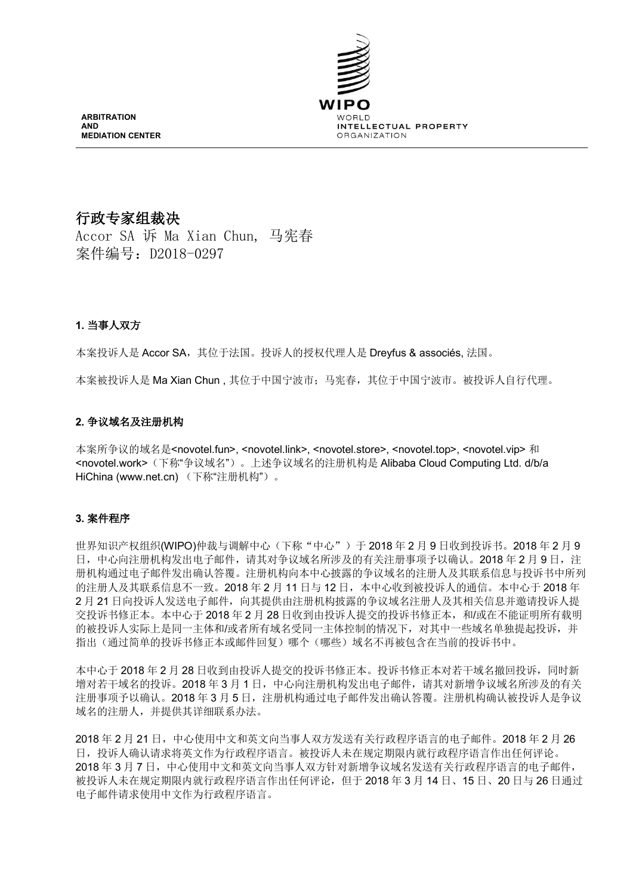ARBITRATION
AND
MEDIATION CENTER

WIPO
WORLD
INTELLECTUAL PROPERTY
ORGANIZATION

# 行政专家组裁决

Accor SA 诉 Ma Xian Chun, 马宪春
案件编号：D2018-0297

## 1. 当事人双方

本案投诉人是 Accor SA，其位于法国。投诉人的授权代理人是 Dreyfus & associés, 法国。

本案被投诉人是 Ma Xian Chun , 其位于中国宁波市；马宪春，其位于中国宁波市。被投诉人自行代理。

## 2. 争议域名及注册机构

本案所争议的域名是<novotel.fun>, <novotel.link>, <novotel.store>, <novotel.top>, <novotel.vip> 和 <novotel.work>（下称"争议域名"）。上述争议域名的注册机构是 Alibaba Cloud Computing Ltd. d/b/a HiChina (www.net.cn) （下称"注册机构"）。

## 3. 案件程序

世界知识产权组织(WIPO)仲裁与调解中心（下称"中心"）于 2018 年 2 月 9 日收到投诉书。2018 年 2 月 9 日，中心向注册机构发出电子邮件，请其对争议域名所涉及的有关注册事项予以确认。2018 年 2 月 9 日，注册机构通过电子邮件发出确认答覆。注册机构向本中心披露的争议域名的注册人及其联系信息与投诉书中所列的注册人及其联系信息不一致。2018 年 2 月 11 日与 12 日，本中心收到被投诉人的通信。本中心于 2018 年 2 月 21 日向投诉人发送电子邮件，向其提供由注册机构披露的争议域名注册人及其相关信息并邀请投诉人提交投诉书修正本。本中心于 2018 年 2 月 28 日收到由投诉人提交的投诉书修正本，和/或在不能证明所有载明的被投诉人实际上是同一主体和/或者所有域名受同一主体控制的情况下，对其中一些域名单独提起投诉，并指出（通过简单的投诉书修正本或邮件回复）哪个（哪些）域名不再被包含在当前的投诉书中。

本中心于 2018 年 2 月 28 日收到由投诉人提交的投诉书修正本。投诉书修正本对若干域名撤回投诉，同时新增对若干域名的投诉。2018 年 3 月 1 日，中心向注册机构发出电子邮件，请其对新增争议域名所涉及的有关注册事项予以确认。2018 年 3 月 5 日，注册机构通过电子邮件发出确认答覆。注册机构确认被投诉人是争议域名的注册人，并提供其详细联系办法。

2018 年 2 月 21 日，中心使用中文和英文向当事人双方发送有关行政程序语言的电子邮件。2018 年 2 月 26 日，投诉人确认请求将英文作为行政程序语言。被投诉人未在规定期限内就行政程序语言作出任何评论。2018 年 3 月 7 日，中心使用中文和英文向当事人双方针对新增争议域名发送有关行政程序语言的电子邮件，被投诉人未在规定期限内就行政程序语言作出任何评论，但于 2018 年 3 月 14 日、15 日、20 日与 26 日通过电子邮件请求使用中文作为行政程序语言。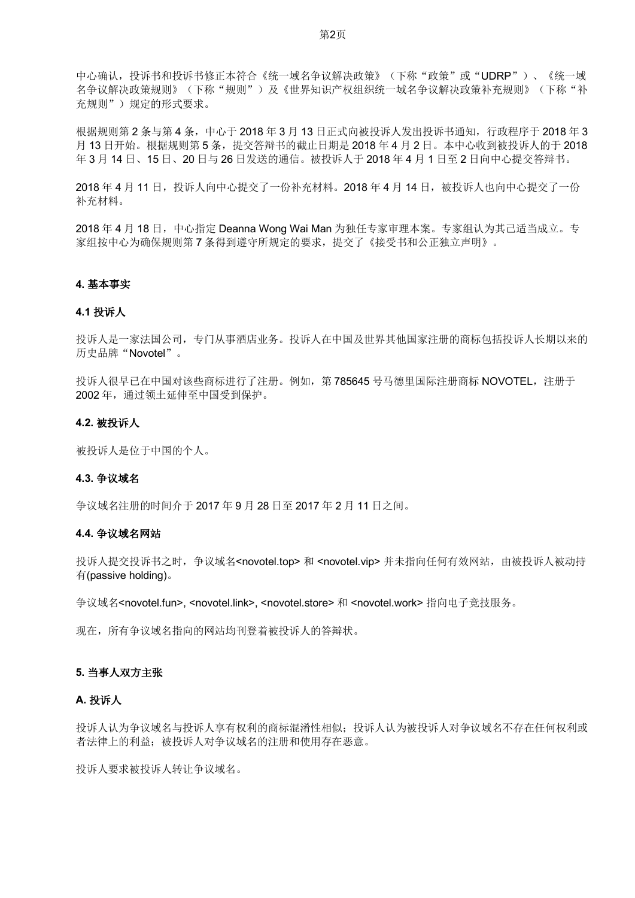中心确认，投诉书和投诉书修正本符合《统一域名争议解决政策》（下称“政策”或“UDRP”）、《统一域名争议解决政策规则》（下称“规则”）及《世界知识产权组织统一域名争议解决政策补充规则》（下称“补充规则”）规定的形式要求。

根据规则第 2 条与第 4 条，中心于 2018 年 3 月 13 日正式向被投诉人发出投诉书通知，行政程序于 2018 年 3 月 13 日开始。根据规则第 5 条，提交答辩书的截止日期是 2018 年 4 月 2 日。本中心收到被投诉人的于 2018 年 3 月 14 日、15 日、20 日与 26 日发送的通信。被投诉人于 2018 年 4 月 1 日至 2 日向中心提交答辩书。

2018 年 4 月 11 日，投诉人向中心提交了一份补充材料。2018 年 4 月 14 日，被投诉人也向中心提交了一份补充材料。

2018 年 4 月 18 日，中心指定 Deanna Wong Wai Man 为独任专家审理本案。专家组认为其已适当成立。专家组按中心为确保规则第 7 条得到遵守所规定的要求，提交了《接受书和公正独立声明》。

## 4. 基本事实

### 4.1 投诉人

投诉人是一家法国公司，专门从事酒店业务。投诉人在中国及世界其他国家注册的商标包括投诉人长期以来的历史品牌“Novotel”。

投诉人很早已在中国对该些商标进行了注册。例如，第 785645 号马德里国际注册商标 NOVOTEL，注册于 2002 年，通过领土延伸至中国受到保护。

### 4.2. 被投诉人

被投诉人是位于中国的个人。

### 4.3. 争议域名

争议域名注册的时间介于 2017 年 9 月 28 日至 2017 年 2 月 11 日之间。

### 4.4. 争议域名网站

投诉人提交投诉书之时，争议域名<novotel.top> 和 <novotel.vip> 并未指向任何有效网站，由被投诉人被动持有(passive holding)。

争议域名<novotel.fun>, <novotel.link>, <novotel.store> 和 <novotel.work> 指向电子竞技服务。

现在，所有争议域名指向的网站均刊登着被投诉人的答辩状。

## 5. 当事人双方主张

### A. 投诉人

投诉人认为争议域名与投诉人享有权利的商标混淆性相似；投诉人认为被投诉人对争议域名不存在任何权利或者法律上的利益；被投诉人对争议域名的注册和使用存在恶意。

投诉人要求被投诉人转让争议域名。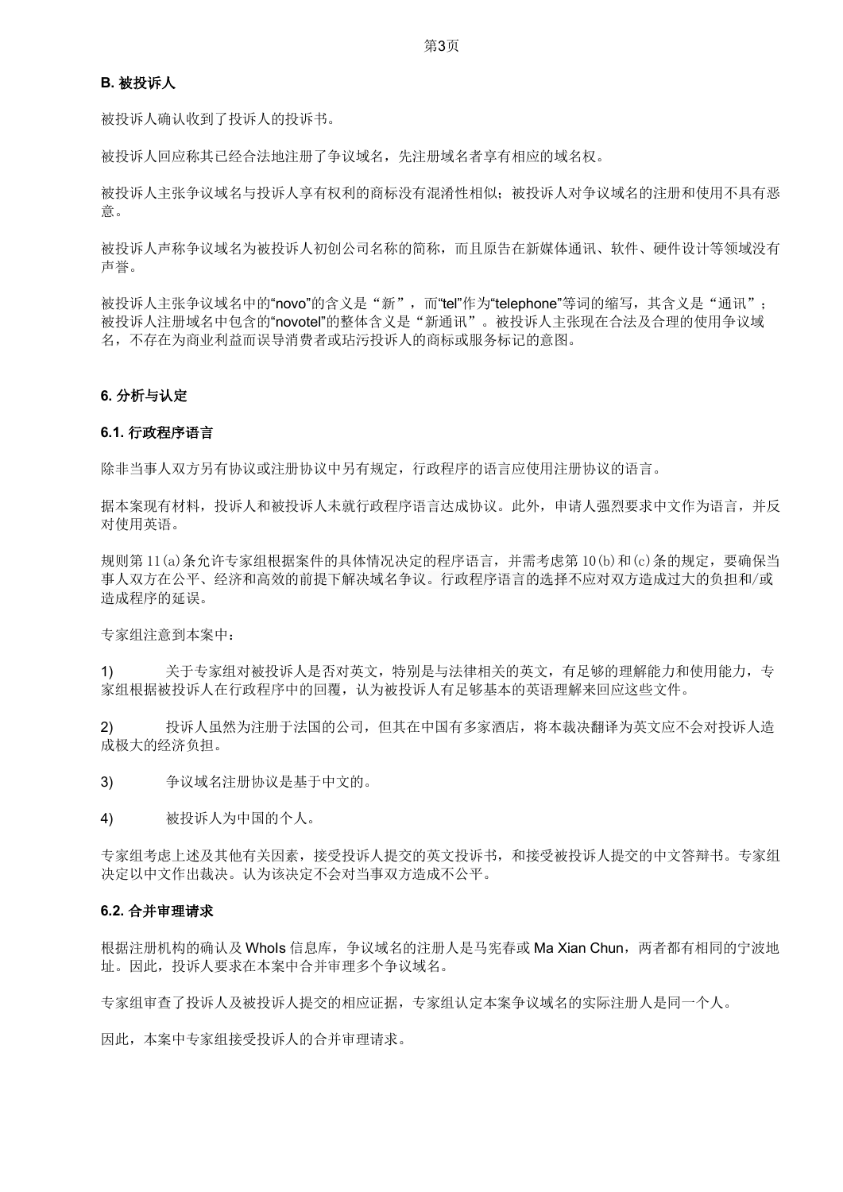### B. 被投诉人

被投诉人确认收到了投诉人的投诉书。

被投诉人回应称其已经合法地注册了争议域名，先注册域名者享有相应的域名权。

被投诉人主张争议域名与投诉人享有权利的商标没有混淆性相似；被投诉人对争议域名的注册和使用不具有恶意。

被投诉人声称争议域名为被投诉人初创公司名称的简称，而且原告在新媒体通讯、软件、硬件设计等领域没有声誉。

被投诉人主张争议域名中的"novo"的含义是"新"，而"tel"作为"telephone"等词的缩写，其含义是"通讯"；被投诉人注册域名中包含的"novotel"的整体含义是"新通讯"。被投诉人主张现在合法及合理的使用争议域名，不存在为商业利益而误导消费者或玷污投诉人的商标或服务标记的意图。

## 6. 分析与认定

### 6.1. 行政程序语言

除非当事人双方另有协议或注册协议中另有规定，行政程序的语言应使用注册协议的语言。

据本案现有材料，投诉人和被投诉人未就行政程序语言达成协议。此外，申请人强烈要求中文作为语言，并反对使用英语。

规则第 11(a)条允许专家组根据案件的具体情况决定的程序语言，并需考虑第 10(b)和(c)条的规定，要确保当事人双方在公平、经济和高效的前提下解决域名争议。行政程序语言的选择不应对双方造成过大的负担和/或造成程序的延误。

专家组注意到本案中：

1) 关于专家组对被投诉人是否对英文，特别是与法律相关的英文，有足够的理解能力和使用能力，专家组根据被投诉人在行政程序中的回覆，认为被投诉人有足够基本的英语理解来回应这些文件。

2) 投诉人虽然为注册于法国的公司，但其在中国有多家酒店，将本裁决翻译为英文应不会对投诉人造成极大的经济负担。

3) 争议域名注册协议是基于中文的。

4) 被投诉人为中国的个人。

专家组考虑上述及其他有关因素，接受投诉人提交的英文投诉书，和接受被投诉人提交的中文答辩书。专家组决定以中文作出裁决。认为该决定不会对当事双方造成不公平。

### 6.2. 合并审理请求

根据注册机构的确认及 WhoIs 信息库，争议域名的注册人是马宪春或 Ma Xian Chun，两者都有相同的宁波地址。因此，投诉人要求在本案中合并审理多个争议域名。

专家组审查了投诉人及被投诉人提交的相应证据，专家组认定本案争议域名的实际注册人是同一个人。

因此，本案中专家组接受投诉人的合并审理请求。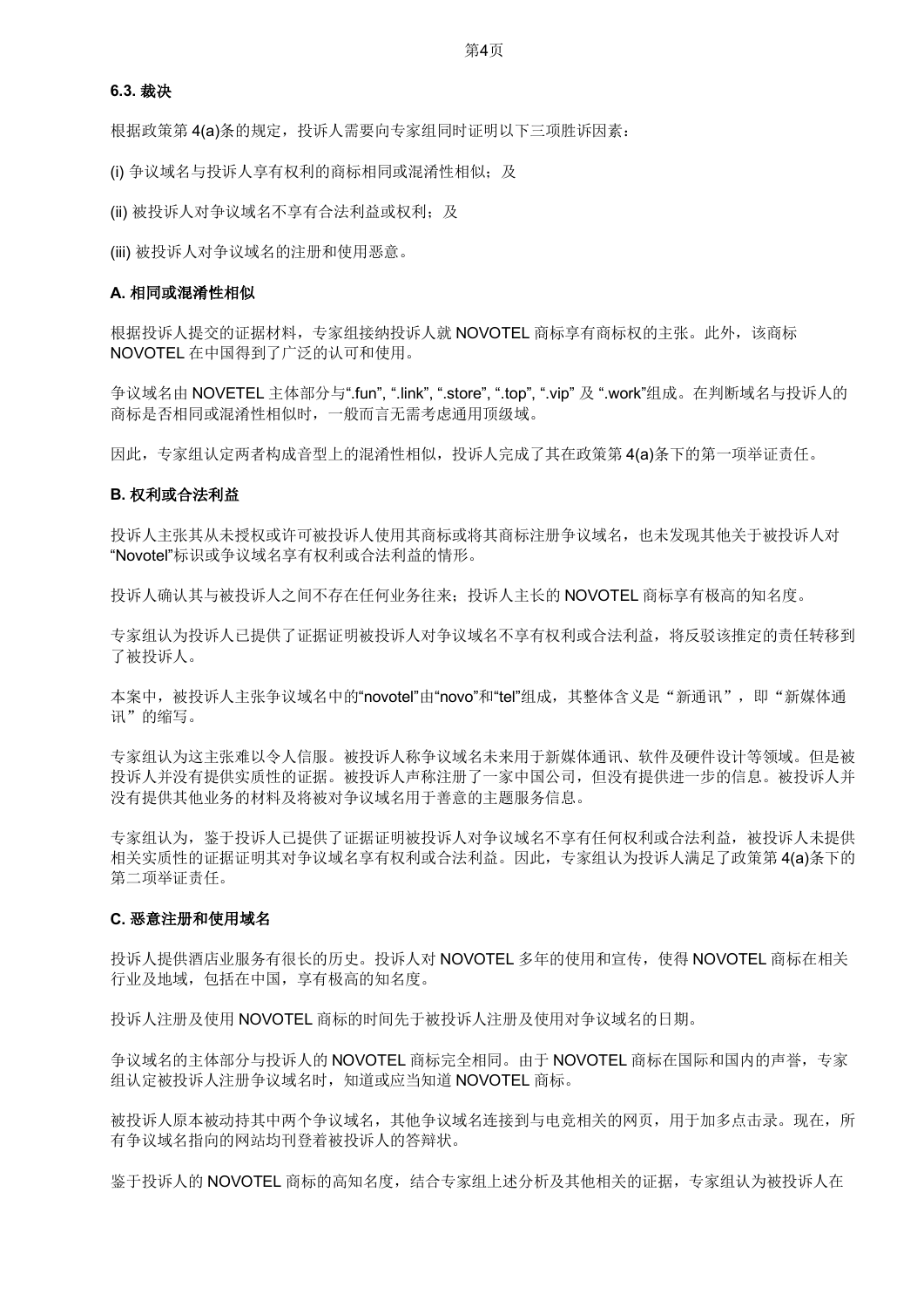### 6.3. 裁决

根据政策第 4(a)条的规定，投诉人需要向专家组同时证明以下三项胜诉因素：

(i) 争议域名与投诉人享有权利的商标相同或混淆性相似；及

(ii) 被投诉人对争议域名不享有合法利益或权利；及

(iii) 被投诉人对争议域名的注册和使用恶意。

#### A. 相同或混淆性相似

根据投诉人提交的证据材料，专家组接纳投诉人就 NOVOTEL 商标享有商标权的主张。此外，该商标 NOVOTEL 在中国得到了广泛的认可和使用。

争议域名由 NOVETEL 主体部分与“.fun”, “.link”, “.store”, “.top”, “.vip” 及 “.work”组成。在判断域名与投诉人的商标是否相同或混淆性相似时，一般而言无需考虑通用顶级域。

因此，专家组认定两者构成音型上的混淆性相似，投诉人完成了其在政策第 4(a)条下的第一项举证责任。

#### B. 权利或合法利益

投诉人主张其从未授权或许可被投诉人使用其商标或将其商标注册争议域名，也未发现其他关于被投诉人对“Novotel”标识或争议域名享有权利或合法利益的情形。

投诉人确认其与被投诉人之间不存在任何业务往来；投诉人主长的 NOVOTEL 商标享有极高的知名度。

专家组认为投诉人已提供了证据证明被投诉人对争议域名不享有权利或合法利益，将反驳该推定的责任转移到了被投诉人。

本案中，被投诉人主张争议域名中的“novotel”由“novo”和“tel”组成，其整体含义是“新通讯”，即“新媒体通讯”的缩写。

专家组认为这主张难以令人信服。被投诉人称争议域名未来用于新媒体通讯、软件及硬件设计等领域。但是被投诉人并没有提供实质性的证据。被投诉人声称注册了一家中国公司，但没有提供进一步的信息。被投诉人并没有提供其他业务的材料及将被对争议域名用于善意的主题服务信息。

专家组认为，鉴于投诉人已提供了证据证明被投诉人对争议域名不享有任何权利或合法利益，被投诉人未提供相关实质性的证据证明其对争议域名享有权利或合法利益。因此，专家组认为投诉人满足了政策第 4(a)条下的第二项举证责任。

#### C. 恶意注册和使用域名

投诉人提供酒店业服务有很长的历史。投诉人对 NOVOTEL 多年的使用和宣传，使得 NOVOTEL 商标在相关行业及地域，包括在中国，享有极高的知名度。

投诉人注册及使用 NOVOTEL 商标的时间先于被投诉人注册及使用对争议域名的日期。

争议域名的主体部分与投诉人的 NOVOTEL 商标完全相同。由于 NOVOTEL 商标在国际和国内的声誉，专家组认定被投诉人注册争议域名时，知道或应当知道 NOVOTEL 商标。

被投诉人原本被动持其中两个争议域名，其他争议域名连接到与电竞相关的网页，用于加多点击录。现在，所有争议域名指向的网站均刊登着被投诉人的答辩状。

鉴于投诉人的 NOVOTEL 商标的高知名度，结合专家组上述分析及其他相关的证据，专家组认为被投诉人在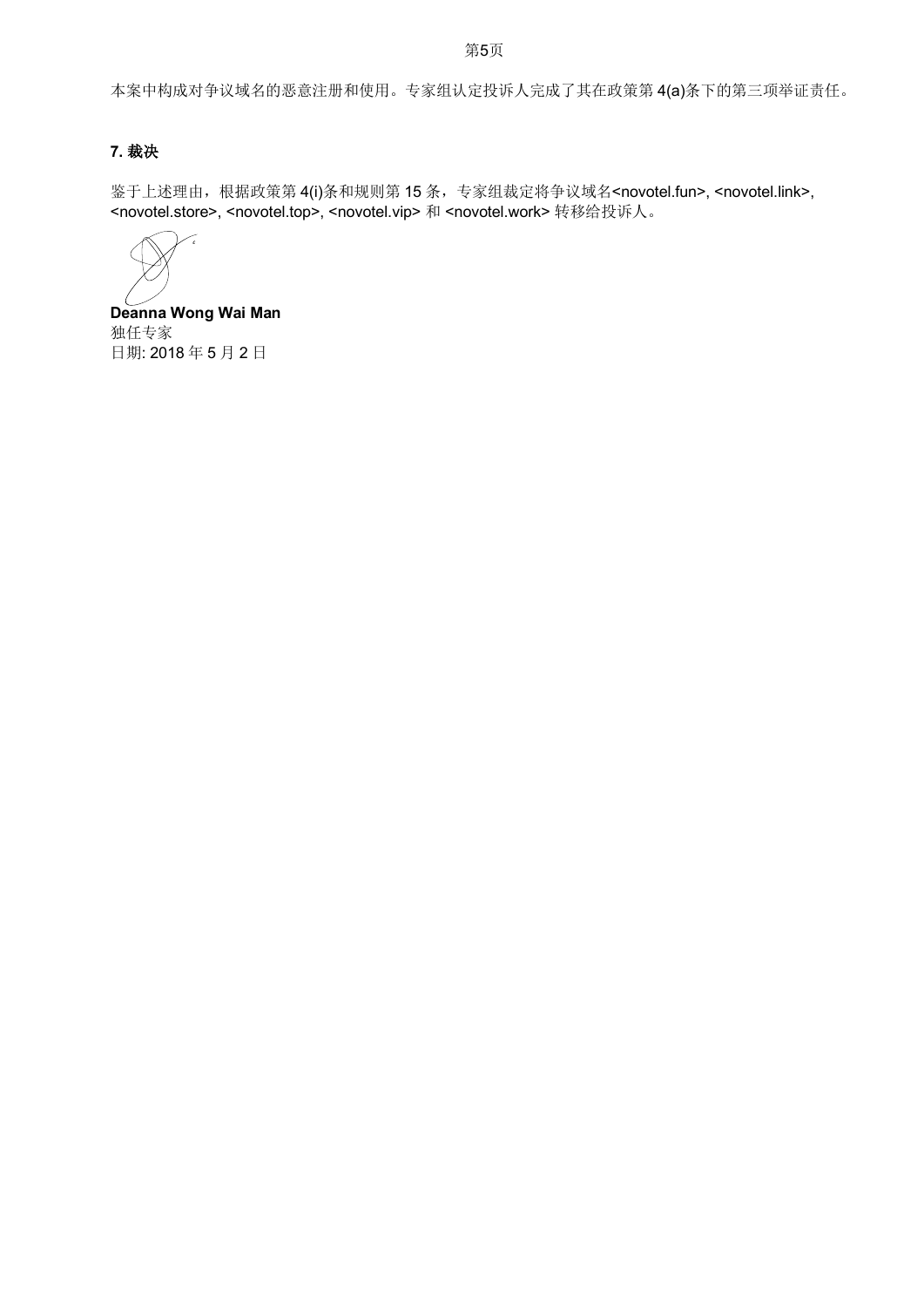本案中构成对争议域名的恶意注册和使用。专家组认定投诉人完成了其在政策第 4(a)条下的第三项举证责任。

## 7. 裁决

鉴于上述理由，根据政策第 4(i)条和规则第 15 条，专家组裁定将争议域名<novotel.fun>, <novotel.link>, <novotel.store>, <novotel.top>, <novotel.vip> 和 <novotel.work> 转移给投诉人。

**Deanna Wong Wai Man**
独任专家
日期: 2018 年 5 月 2 日